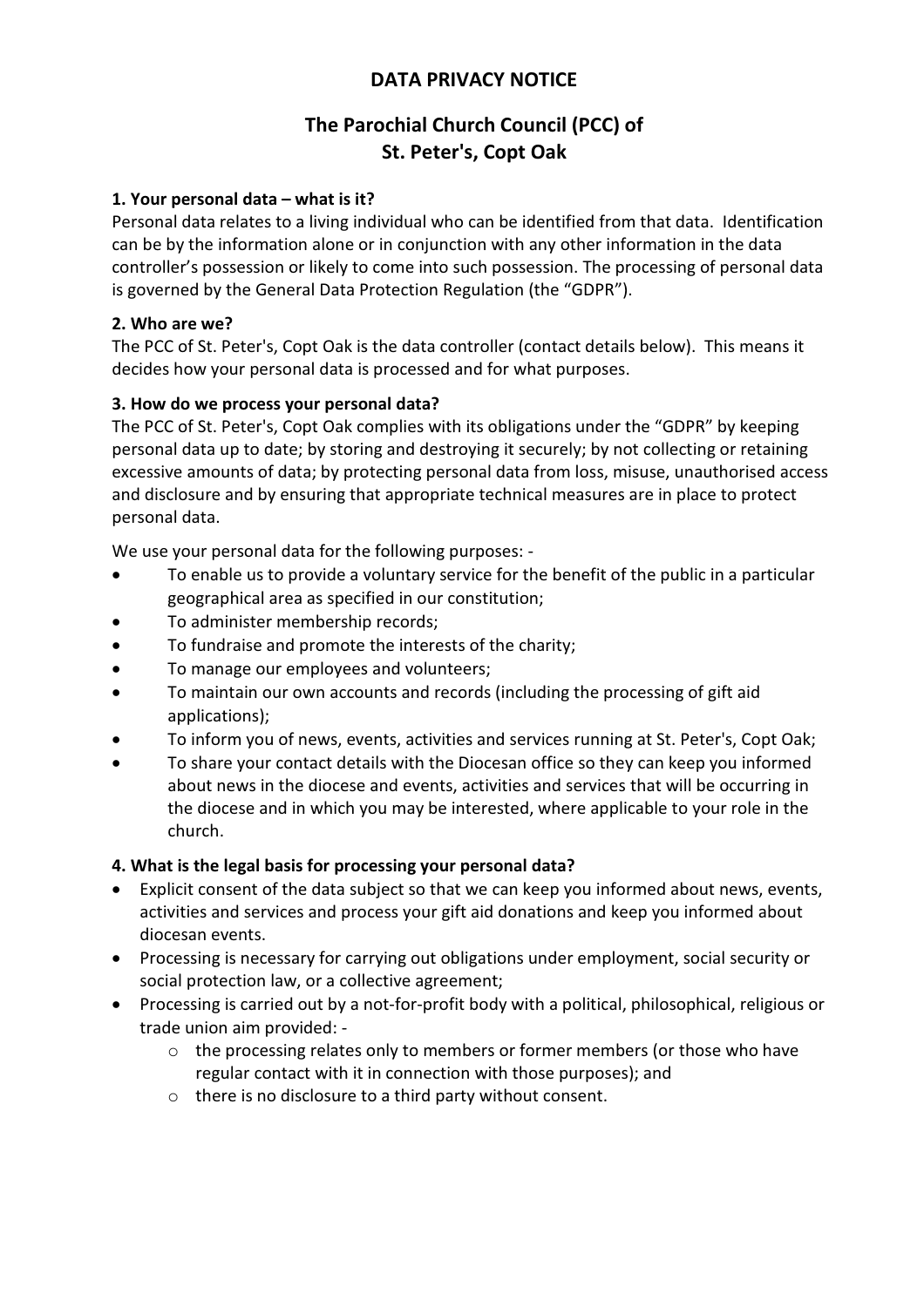# DATA PRIVACY NOTICE

## The Parochial Church Council (PCC) of St. Peter's, Copt Oak

**1. Your personal data – what is it?**

Personal data relates to a living individual who can be identified from that data. Identification can be by the information alone or in conjunction with any other information in the data controller's possession or likely to come into such possession. The processing of personal data is governed by the General Data Protection Regulation (the "GDPR").

**2. Who are we?**

The PCC of St. Peter's, Copt Oak is the data controller (contact details below). This means it decides how your personal data is processed and for what purposes.

**3. How do we process your personal data?**

The PCC of St. Peter's, Copt Oak complies with its obligations under the "GDPR" by keeping personal data up to date; by storing and destroying it securely; by not collecting or retaining excessive amounts of data; by protecting personal data from loss, misuse, unauthorised access and disclosure and by ensuring that appropriate technical measures are in place to protect personal data.

We use your personal data for the following purposes: -

- To enable us to provide a voluntary service for the benefit of the public in a particular geographical area as specified in our constitution;
- To administer membership records;
- To fundraise and promote the interests of the charity;
- To manage our employees and volunteers;
- To maintain our own accounts and records (including the processing of gift aid applications);
- To inform you of news, events, activities and services running at St. Peter's, Copt Oak;
- To share your contact details with the Diocesan office so they can keep you informed about news in the diocese and events, activities and services that will be occurring in the diocese and in which you may be interested, where applicable to your role in the church.

**4. What is the legal basis for processing your personal data?**

- Explicit consent of the data subject so that we can keep you informed about news, events, activities and services and process your gift aid donations and keep you informed about diocesan events.
- Processing is necessary for carrying out obligations under employment, social security or social protection law, or a collective agreement;
- Processing is carried out by a not-for-profit body with a political, philosophical, religious or trade union aim provided: -
  - the processing relates only to members or former members (or those who have regular contact with it in connection with those purposes); and
  - there is no disclosure to a third party without consent.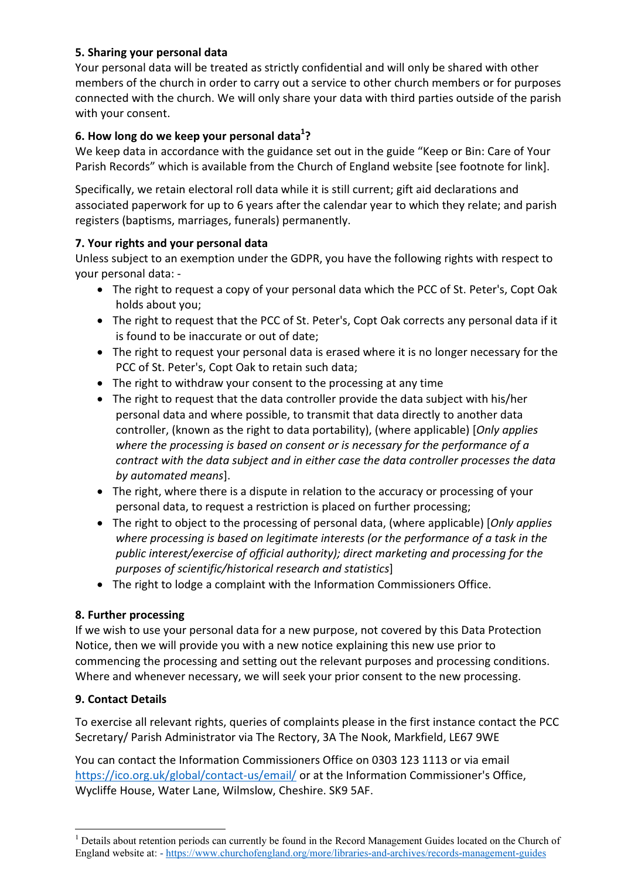**5. Sharing your personal data**

Your personal data will be treated as strictly confidential and will only be shared with other members of the church in order to carry out a service to other church members or for purposes connected with the church. We will only share your data with third parties outside of the parish with your consent.

**6. How long do we keep your personal data[1]?**

We keep data in accordance with the guidance set out in the guide "Keep or Bin: Care of Your Parish Records" which is available from the Church of England website [see footnote for link].

Specifically, we retain electoral roll data while it is still current; gift aid declarations and associated paperwork for up to 6 years after the calendar year to which they relate; and parish registers (baptisms, marriages, funerals) permanently.

**7. Your rights and your personal data**

Unless subject to an exemption under the GDPR, you have the following rights with respect to your personal data: -

- The right to request a copy of your personal data which the PCC of St. Peter's, Copt Oak holds about you;
- The right to request that the PCC of St. Peter's, Copt Oak corrects any personal data if it is found to be inaccurate or out of date;
- The right to request your personal data is erased where it is no longer necessary for the PCC of St. Peter's, Copt Oak to retain such data;
- The right to withdraw your consent to the processing at any time
- The right to request that the data controller provide the data subject with his/her personal data and where possible, to transmit that data directly to another data controller, (known as the right to data portability), (where applicable) [*Only applies where the processing is based on consent or is necessary for the performance of a contract with the data subject and in either case the data controller processes the data by automated means*].
- The right, where there is a dispute in relation to the accuracy or processing of your personal data, to request a restriction is placed on further processing;
- The right to object to the processing of personal data, (where applicable) [*Only applies where processing is based on legitimate interests (or the performance of a task in the public interest/exercise of official authority); direct marketing and processing for the purposes of scientific/historical research and statistics*]
- The right to lodge a complaint with the Information Commissioners Office.

**8. Further processing**

If we wish to use your personal data for a new purpose, not covered by this Data Protection Notice, then we will provide you with a new notice explaining this new use prior to commencing the processing and setting out the relevant purposes and processing conditions. Where and whenever necessary, we will seek your prior consent to the new processing.

**9. Contact Details**

To exercise all relevant rights, queries of complaints please in the first instance contact the PCC Secretary/ Parish Administrator via The Rectory, 3A The Nook, Markfield, LE67 9WE

You can contact the Information Commissioners Office on 0303 123 1113 or via email https://ico.org.uk/global/contact-us/email/ or at the Information Commissioner's Office, Wycliffe House, Water Lane, Wilmslow, Cheshire. SK9 5AF.

---

[1] Details about retention periods can currently be found in the Record Management Guides located on the Church of England website at: - https://www.churchofengland.org/more/libraries-and-archives/records-management-guides